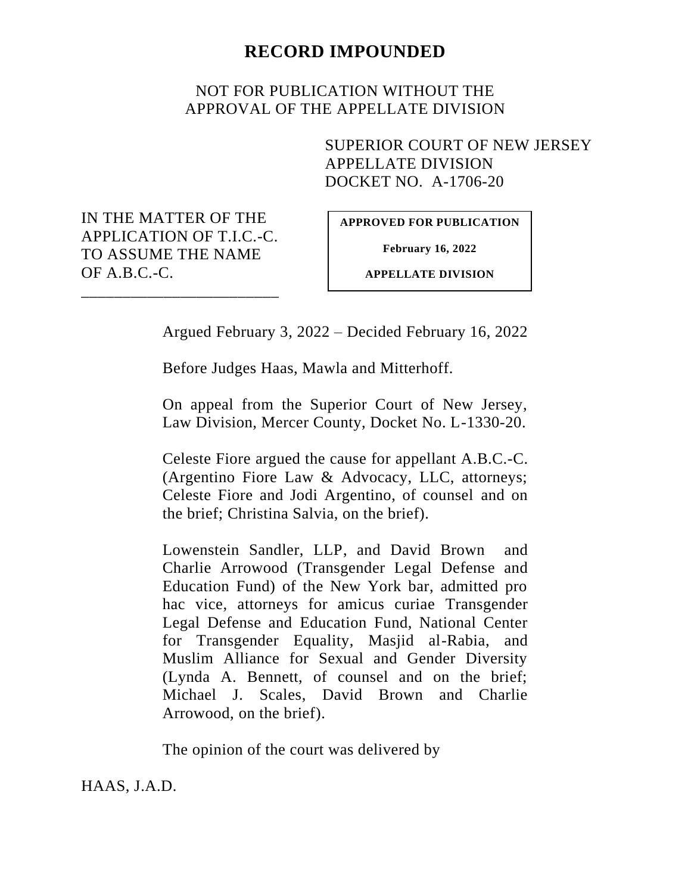**RECORD IMPOUNDED**

NOT FOR PUBLICATION WITHOUT THE APPROVAL OF THE APPELLATE DIVISION

SUPERIOR COURT OF NEW JERSEY
APPELLATE DIVISION
DOCKET NO. A-1706-20

IN THE MATTER OF THE APPLICATION OF T.I.C.-C. TO ASSUME THE NAME OF A.B.C.-C.

**APPROVED FOR PUBLICATION**

**February 16, 2022**

**APPELLATE DIVISION**

Argued February 3, 2022 – Decided February 16, 2022

Before Judges Haas, Mawla and Mitterhoff.

On appeal from the Superior Court of New Jersey, Law Division, Mercer County, Docket No. L-1330-20.

Celeste Fiore argued the cause for appellant A.B.C.-C. (Argentino Fiore Law & Advocacy, LLC, attorneys; Celeste Fiore and Jodi Argentino, of counsel and on the brief; Christina Salvia, on the brief).

Lowenstein Sandler, LLP, and David Brown and Charlie Arrowood (Transgender Legal Defense and Education Fund) of the New York bar, admitted pro hac vice, attorneys for amicus curiae Transgender Legal Defense and Education Fund, National Center for Transgender Equality, Masjid al-Rabia, and Muslim Alliance for Sexual and Gender Diversity (Lynda A. Bennett, of counsel and on the brief; Michael J. Scales, David Brown and Charlie Arrowood, on the brief).

The opinion of the court was delivered by

HAAS, J.A.D.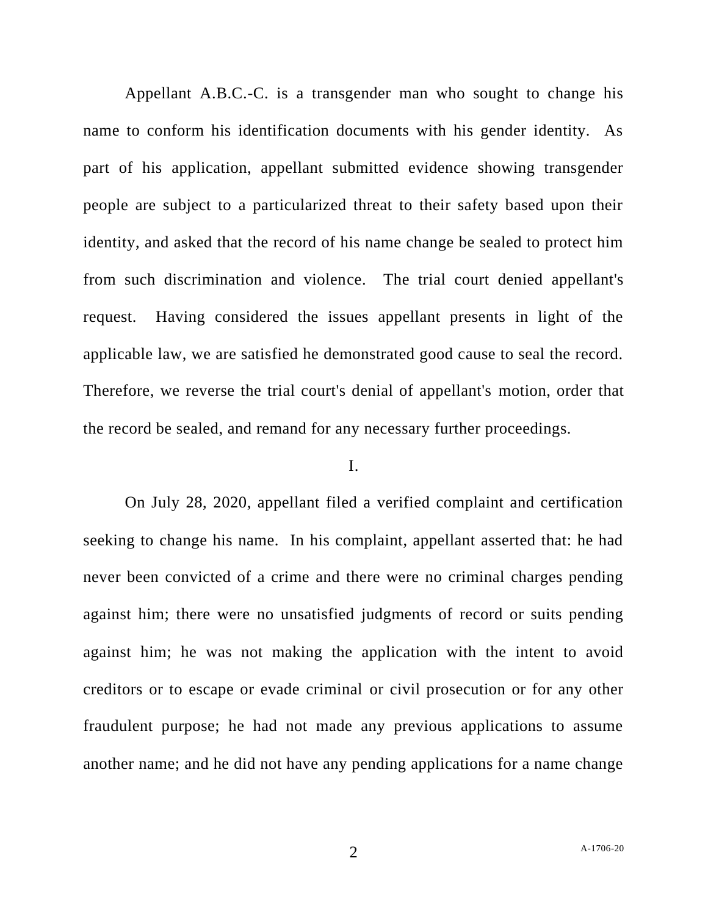Appellant A.B.C.-C. is a transgender man who sought to change his name to conform his identification documents with his gender identity. As part of his application, appellant submitted evidence showing transgender people are subject to a particularized threat to their safety based upon their identity, and asked that the record of his name change be sealed to protect him from such discrimination and violence. The trial court denied appellant's request. Having considered the issues appellant presents in light of the applicable law, we are satisfied he demonstrated good cause to seal the record. Therefore, we reverse the trial court's denial of appellant's motion, order that the record be sealed, and remand for any necessary further proceedings.

I.

On July 28, 2020, appellant filed a verified complaint and certification seeking to change his name. In his complaint, appellant asserted that: he had never been convicted of a crime and there were no criminal charges pending against him; there were no unsatisfied judgments of record or suits pending against him; he was not making the application with the intent to avoid creditors or to escape or evade criminal or civil prosecution or for any other fraudulent purpose; he had not made any previous applications to assume another name; and he did not have any pending applications for a name change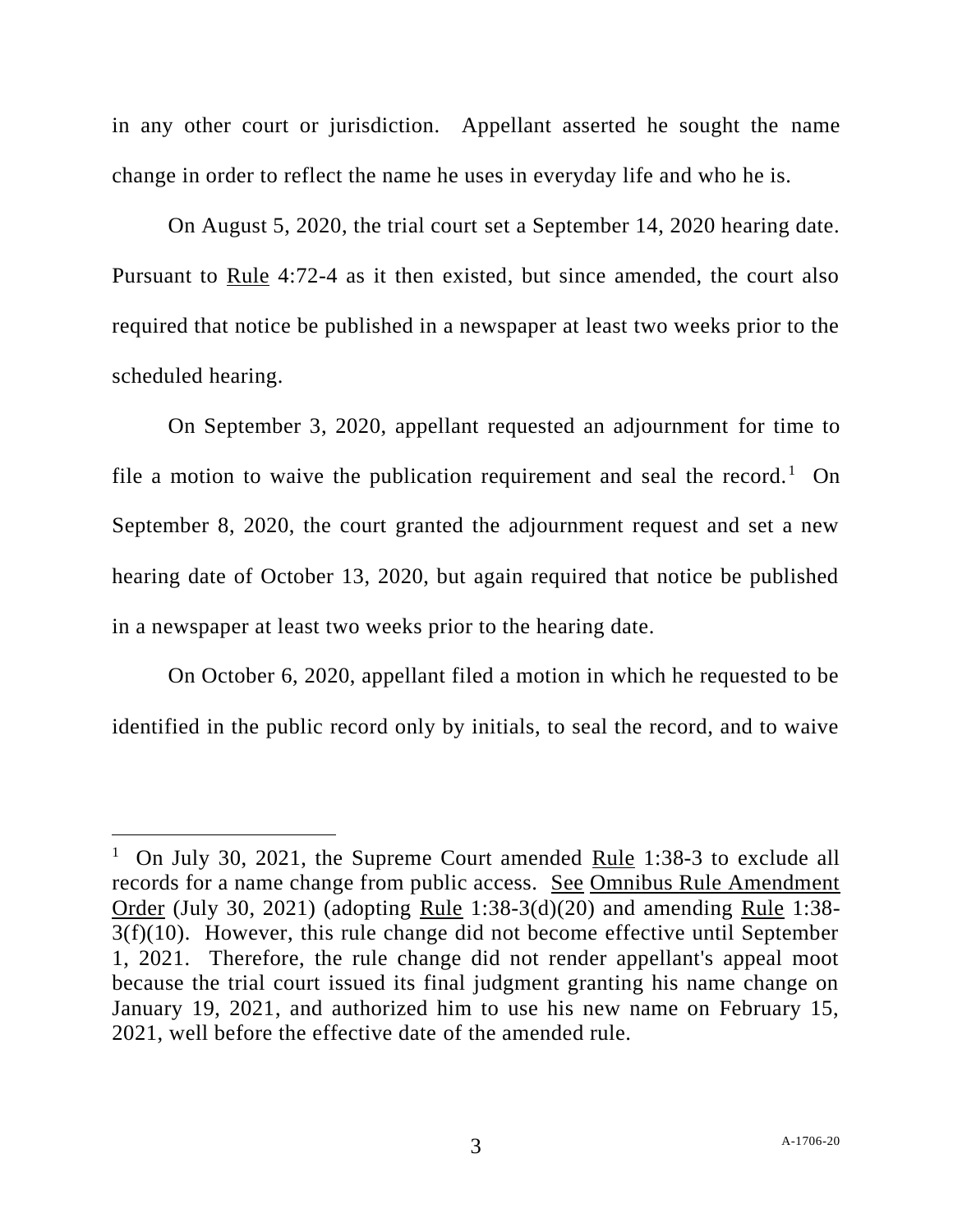in any other court or jurisdiction. Appellant asserted he sought the name change in order to reflect the name he uses in everyday life and who he is.

On August 5, 2020, the trial court set a September 14, 2020 hearing date. Pursuant to Rule 4:72-4 as it then existed, but since amended, the court also required that notice be published in a newspaper at least two weeks prior to the scheduled hearing.

On September 3, 2020, appellant requested an adjournment for time to file a motion to waive the publication requirement and seal the record.[1] On September 8, 2020, the court granted the adjournment request and set a new hearing date of October 13, 2020, but again required that notice be published in a newspaper at least two weeks prior to the hearing date.

On October 6, 2020, appellant filed a motion in which he requested to be identified in the public record only by initials, to seal the record, and to waive

---

[1] On July 30, 2021, the Supreme Court amended Rule 1:38-3 to exclude all records for a name change from public access. See Omnibus Rule Amendment Order (July 30, 2021) (adopting Rule 1:38-3(d)(20) and amending Rule 1:38-3(f)(10). However, this rule change did not become effective until September 1, 2021. Therefore, the rule change did not render appellant's appeal moot because the trial court issued its final judgment granting his name change on January 19, 2021, and authorized him to use his new name on February 15, 2021, well before the effective date of the amended rule.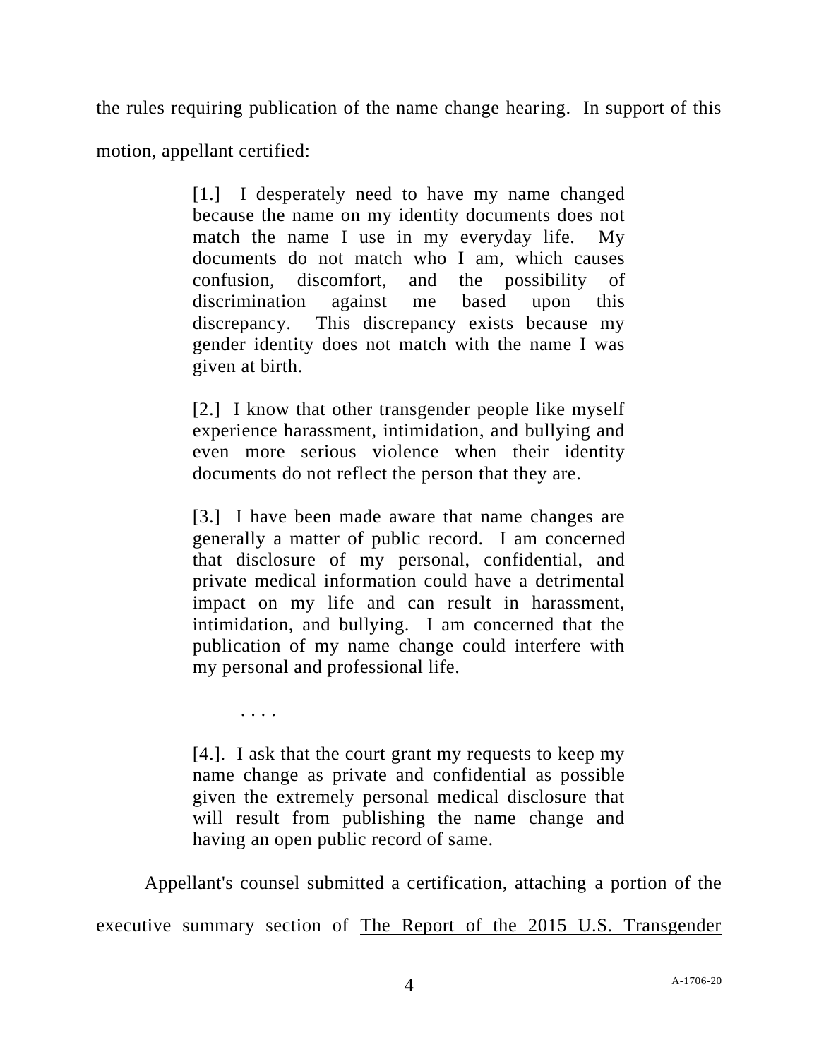the rules requiring publication of the name change hearing. In support of this motion, appellant certified:

> [1.] I desperately need to have my name changed because the name on my identity documents does not match the name I use in my everyday life. My documents do not match who I am, which causes confusion, discomfort, and the possibility of discrimination against me based upon this discrepancy. This discrepancy exists because my gender identity does not match with the name I was given at birth.
>
> [2.] I know that other transgender people like myself experience harassment, intimidation, and bullying and even more serious violence when their identity documents do not reflect the person that they are.
>
> [3.] I have been made aware that name changes are generally a matter of public record. I am concerned that disclosure of my personal, confidential, and private medical information could have a detrimental impact on my life and can result in harassment, intimidation, and bullying. I am concerned that the publication of my name change could interfere with my personal and professional life.
>
> . . . .
>
> [4.]. I ask that the court grant my requests to keep my name change as private and confidential as possible given the extremely personal medical disclosure that will result from publishing the name change and having an open public record of same.

Appellant's counsel submitted a certification, attaching a portion of the executive summary section of The Report of the 2015 U.S. Transgender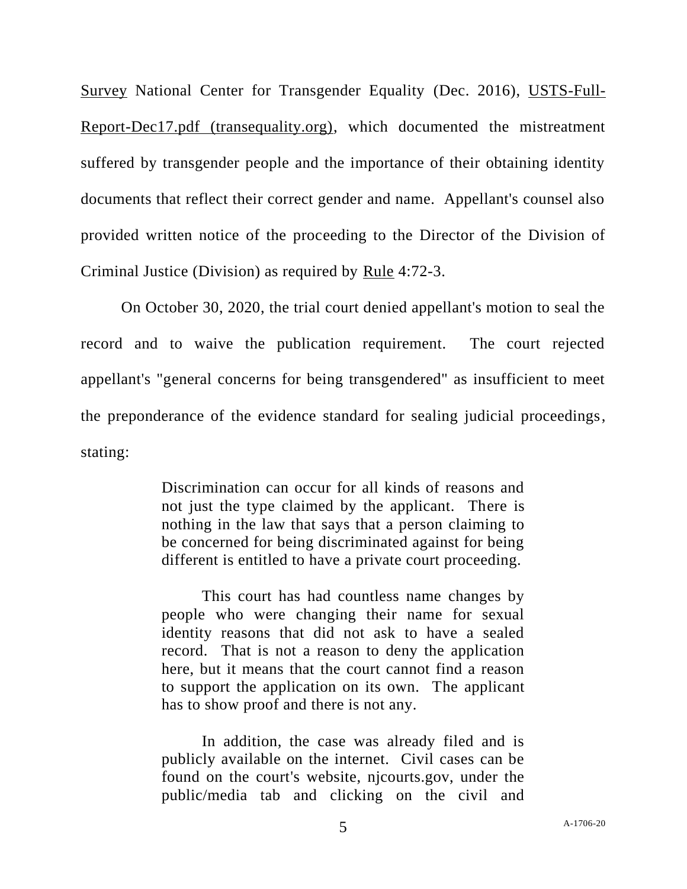Survey National Center for Transgender Equality (Dec. 2016), USTS-Full-Report-Dec17.pdf (transequality.org), which documented the mistreatment suffered by transgender people and the importance of their obtaining identity documents that reflect their correct gender and name. Appellant's counsel also provided written notice of the proceeding to the Director of the Division of Criminal Justice (Division) as required by Rule 4:72-3.

On October 30, 2020, the trial court denied appellant's motion to seal the record and to waive the publication requirement. The court rejected appellant's "general concerns for being transgendered" as insufficient to meet the preponderance of the evidence standard for sealing judicial proceedings, stating:

> Discrimination can occur for all kinds of reasons and not just the type claimed by the applicant. There is nothing in the law that says that a person claiming to be concerned for being discriminated against for being different is entitled to have a private court proceeding.
>
> This court has had countless name changes by people who were changing their name for sexual identity reasons that did not ask to have a sealed record. That is not a reason to deny the application here, but it means that the court cannot find a reason to support the application on its own. The applicant has to show proof and there is not any.
>
> In addition, the case was already filed and is publicly available on the internet. Civil cases can be found on the court's website, njcourts.gov, under the public/media tab and clicking on the civil and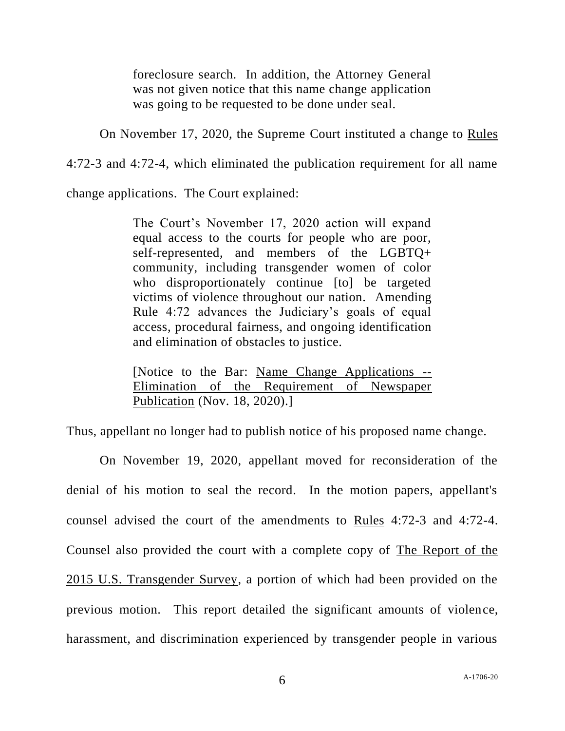> foreclosure search. In addition, the Attorney General was not given notice that this name change application was going to be requested to be done under seal.

On November 17, 2020, the Supreme Court instituted a change to Rules 4:72-3 and 4:72-4, which eliminated the publication requirement for all name change applications. The Court explained:

> The Court's November 17, 2020 action will expand equal access to the courts for people who are poor, self-represented, and members of the LGBTQ+ community, including transgender women of color who disproportionately continue [to] be targeted victims of violence throughout our nation. Amending Rule 4:72 advances the Judiciary's goals of equal access, procedural fairness, and ongoing identification and elimination of obstacles to justice.
>
> [Notice to the Bar: Name Change Applications -- Elimination of the Requirement of Newspaper Publication (Nov. 18, 2020).]

Thus, appellant no longer had to publish notice of his proposed name change.

On November 19, 2020, appellant moved for reconsideration of the denial of his motion to seal the record. In the motion papers, appellant's counsel advised the court of the amendments to Rules 4:72-3 and 4:72-4. Counsel also provided the court with a complete copy of The Report of the 2015 U.S. Transgender Survey, a portion of which had been provided on the previous motion. This report detailed the significant amounts of violence, harassment, and discrimination experienced by transgender people in various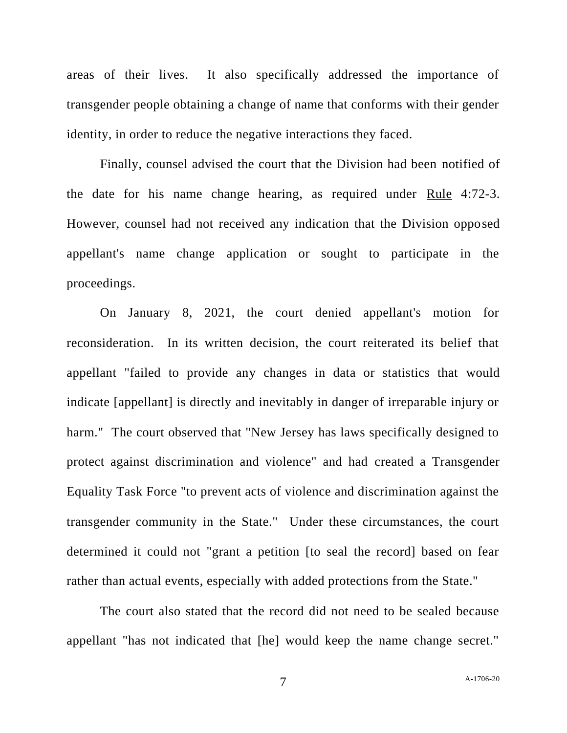areas of their lives. It also specifically addressed the importance of transgender people obtaining a change of name that conforms with their gender identity, in order to reduce the negative interactions they faced.

Finally, counsel advised the court that the Division had been notified of the date for his name change hearing, as required under Rule 4:72-3. However, counsel had not received any indication that the Division opposed appellant's name change application or sought to participate in the proceedings.

On January 8, 2021, the court denied appellant's motion for reconsideration. In its written decision, the court reiterated its belief that appellant "failed to provide any changes in data or statistics that would indicate [appellant] is directly and inevitably in danger of irreparable injury or harm." The court observed that "New Jersey has laws specifically designed to protect against discrimination and violence" and had created a Transgender Equality Task Force "to prevent acts of violence and discrimination against the transgender community in the State." Under these circumstances, the court determined it could not "grant a petition [to seal the record] based on fear rather than actual events, especially with added protections from the State."

The court also stated that the record did not need to be sealed because appellant "has not indicated that [he] would keep the name change secret."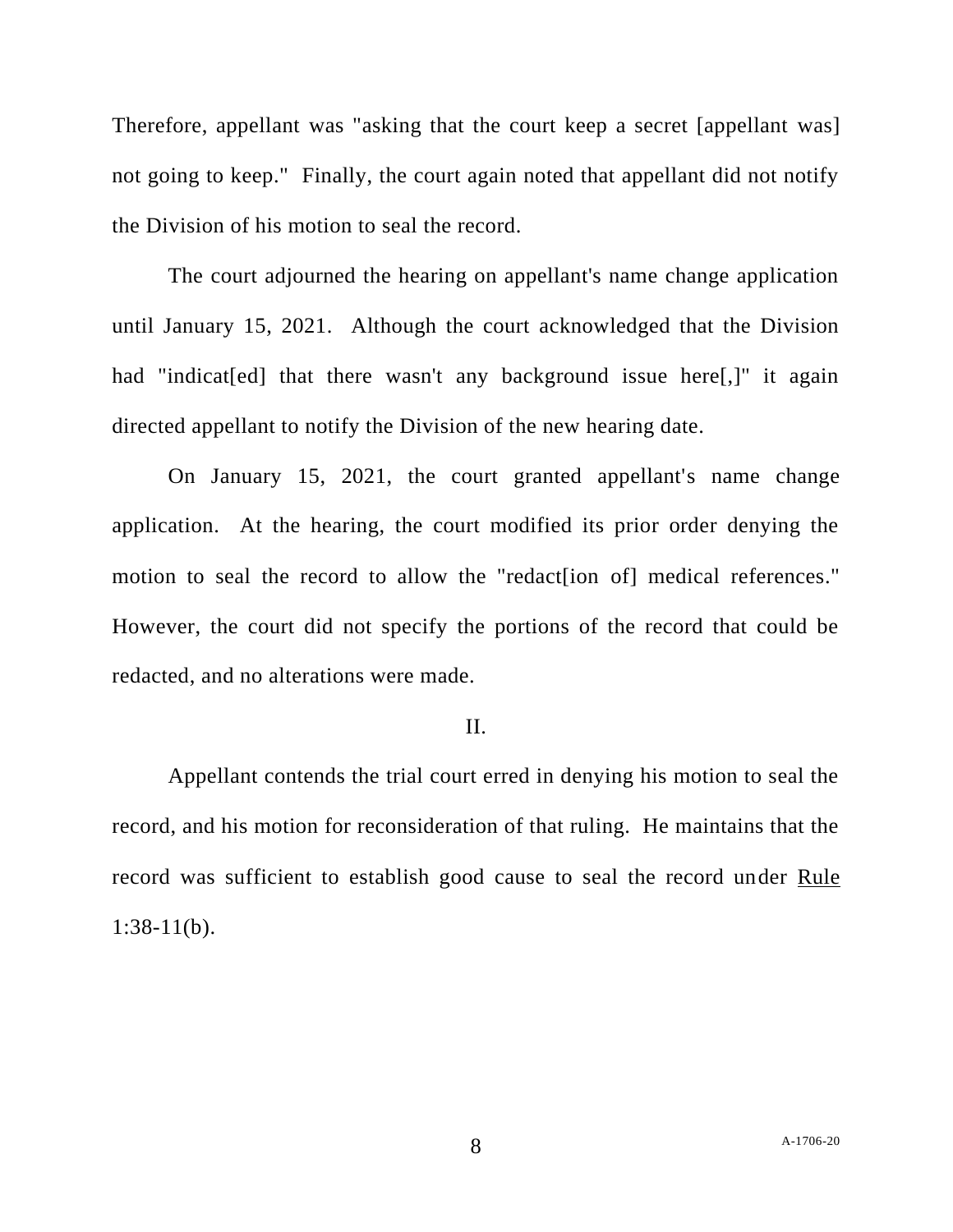Therefore, appellant was "asking that the court keep a secret [appellant was] not going to keep." Finally, the court again noted that appellant did not notify the Division of his motion to seal the record.

The court adjourned the hearing on appellant's name change application until January 15, 2021. Although the court acknowledged that the Division had "indicat[ed] that there wasn't any background issue here[,]" it again directed appellant to notify the Division of the new hearing date.

On January 15, 2021, the court granted appellant's name change application. At the hearing, the court modified its prior order denying the motion to seal the record to allow the "redact[ion of] medical references." However, the court did not specify the portions of the record that could be redacted, and no alterations were made.

II.

Appellant contends the trial court erred in denying his motion to seal the record, and his motion for reconsideration of that ruling. He maintains that the record was sufficient to establish good cause to seal the record under Rule 1:38-11(b).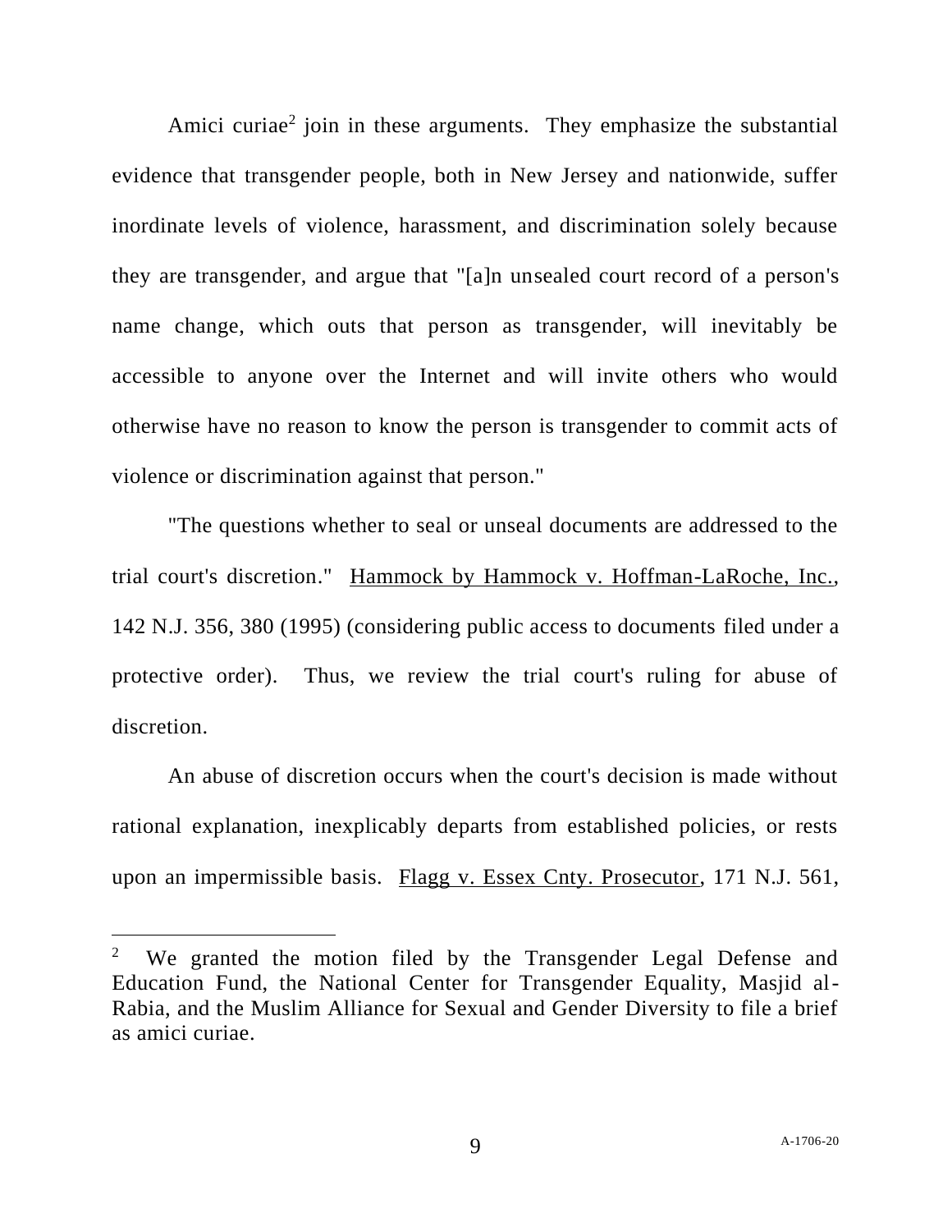Amici curiae[2] join in these arguments. They emphasize the substantial evidence that transgender people, both in New Jersey and nationwide, suffer inordinate levels of violence, harassment, and discrimination solely because they are transgender, and argue that "[a]n unsealed court record of a person's name change, which outs that person as transgender, will inevitably be accessible to anyone over the Internet and will invite others who would otherwise have no reason to know the person is transgender to commit acts of violence or discrimination against that person."

"The questions whether to seal or unseal documents are addressed to the trial court's discretion." Hammock by Hammock v. Hoffman-LaRoche, Inc., 142 N.J. 356, 380 (1995) (considering public access to documents filed under a protective order). Thus, we review the trial court's ruling for abuse of discretion.

An abuse of discretion occurs when the court's decision is made without rational explanation, inexplicably departs from established policies, or rests upon an impermissible basis. Flagg v. Essex Cnty. Prosecutor, 171 N.J. 561,

---

[2] We granted the motion filed by the Transgender Legal Defense and Education Fund, the National Center for Transgender Equality, Masjid al-Rabia, and the Muslim Alliance for Sexual and Gender Diversity to file a brief as amici curiae.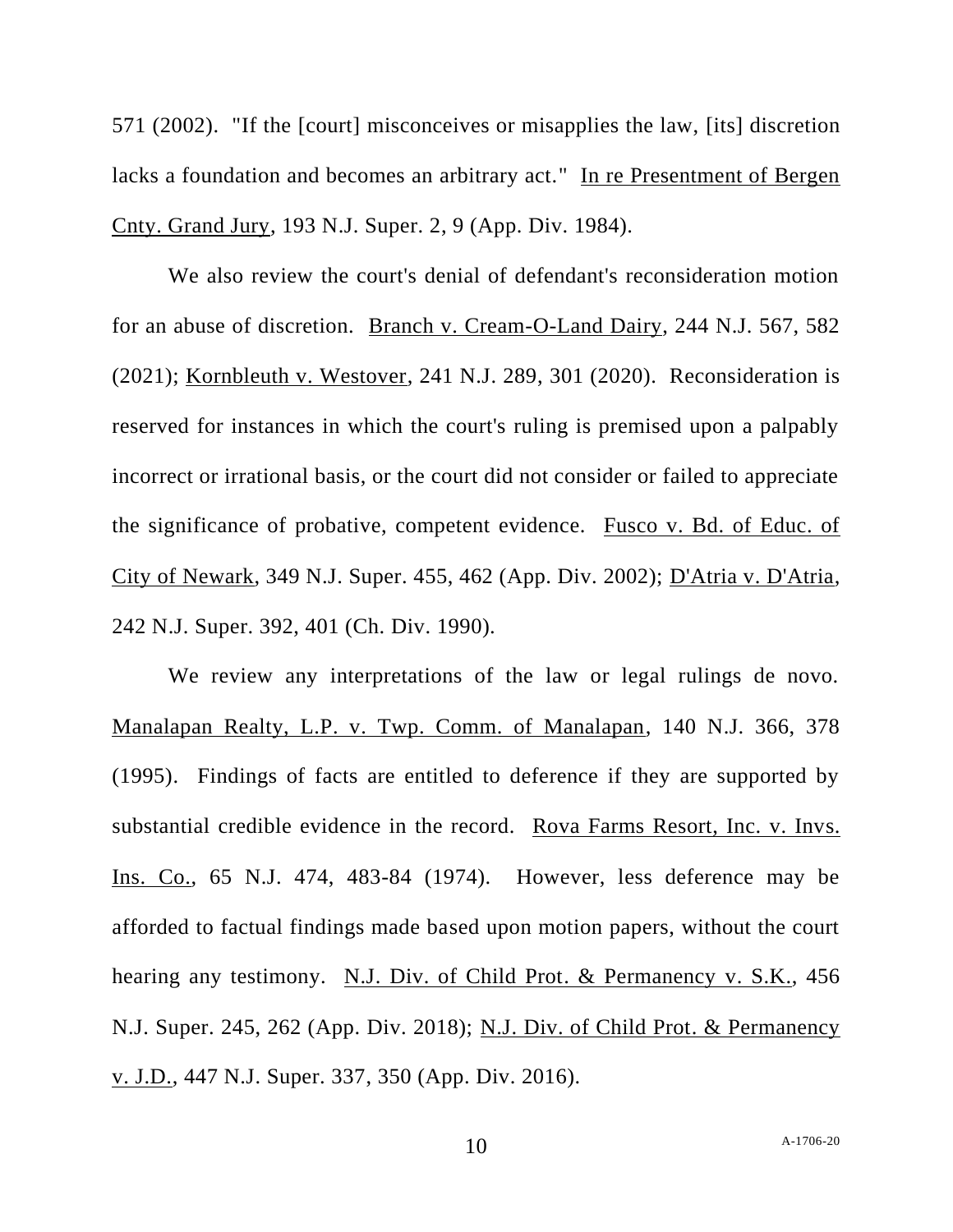571 (2002). "If the [court] misconceives or misapplies the law, [its] discretion lacks a foundation and becomes an arbitrary act." In re Presentment of Bergen Cnty. Grand Jury, 193 N.J. Super. 2, 9 (App. Div. 1984).

We also review the court's denial of defendant's reconsideration motion for an abuse of discretion. Branch v. Cream-O-Land Dairy, 244 N.J. 567, 582 (2021); Kornbleuth v. Westover, 241 N.J. 289, 301 (2020). Reconsideration is reserved for instances in which the court's ruling is premised upon a palpably incorrect or irrational basis, or the court did not consider or failed to appreciate the significance of probative, competent evidence. Fusco v. Bd. of Educ. of City of Newark, 349 N.J. Super. 455, 462 (App. Div. 2002); D'Atria v. D'Atria, 242 N.J. Super. 392, 401 (Ch. Div. 1990).

We review any interpretations of the law or legal rulings de novo. Manalapan Realty, L.P. v. Twp. Comm. of Manalapan, 140 N.J. 366, 378 (1995). Findings of facts are entitled to deference if they are supported by substantial credible evidence in the record. Rova Farms Resort, Inc. v. Invs. Ins. Co., 65 N.J. 474, 483-84 (1974). However, less deference may be afforded to factual findings made based upon motion papers, without the court hearing any testimony. N.J. Div. of Child Prot. & Permanency v. S.K., 456 N.J. Super. 245, 262 (App. Div. 2018); N.J. Div. of Child Prot. & Permanency v. J.D., 447 N.J. Super. 337, 350 (App. Div. 2016).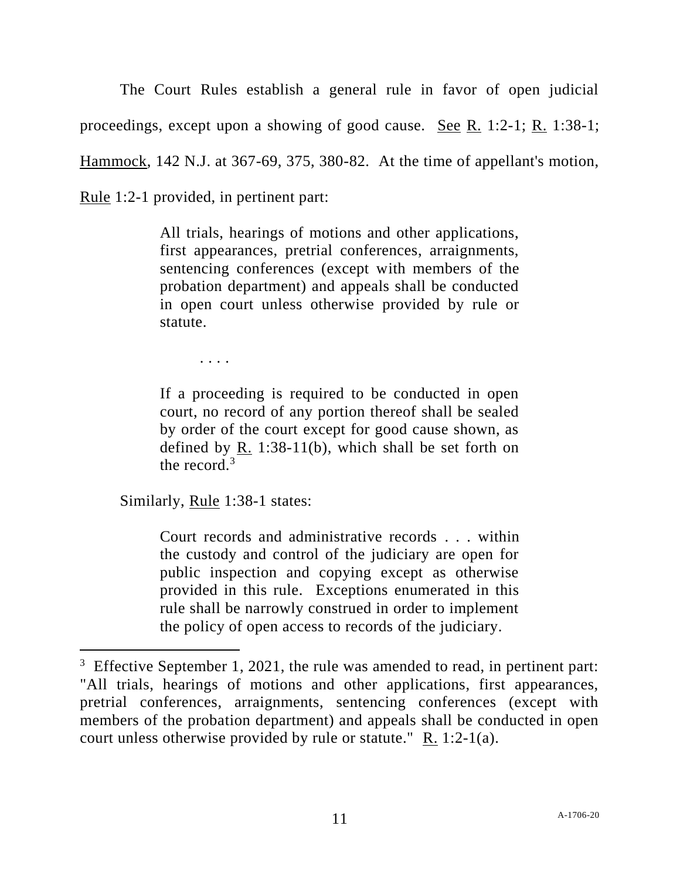The Court Rules establish a general rule in favor of open judicial proceedings, except upon a showing of good cause. See R. 1:2-1; R. 1:38-1; Hammock, 142 N.J. at 367-69, 375, 380-82. At the time of appellant's motion, Rule 1:2-1 provided, in pertinent part:

> All trials, hearings of motions and other applications, first appearances, pretrial conferences, arraignments, sentencing conferences (except with members of the probation department) and appeals shall be conducted in open court unless otherwise provided by rule or statute.
>
> . . . .
>
> If a proceeding is required to be conducted in open court, no record of any portion thereof shall be sealed by order of the court except for good cause shown, as defined by R. 1:38-11(b), which shall be set forth on the record.[3]

Similarly, Rule 1:38-1 states:

> Court records and administrative records . . . within the custody and control of the judiciary are open for public inspection and copying except as otherwise provided in this rule. Exceptions enumerated in this rule shall be narrowly construed in order to implement the policy of open access to records of the judiciary.

---

[3] Effective September 1, 2021, the rule was amended to read, in pertinent part: "All trials, hearings of motions and other applications, first appearances, pretrial conferences, arraignments, sentencing conferences (except with members of the probation department) and appeals shall be conducted in open court unless otherwise provided by rule or statute." R. 1:2-1(a).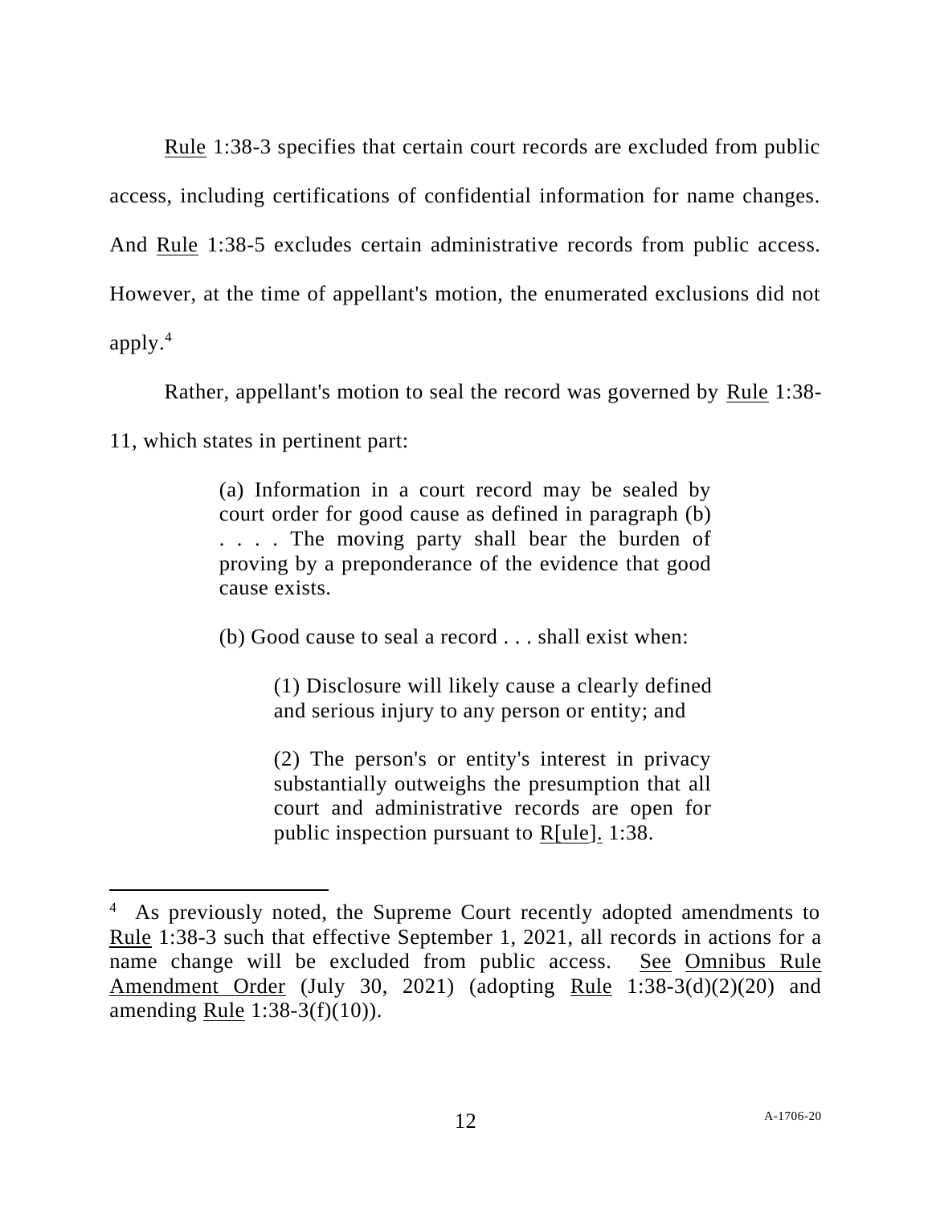Rule 1:38-3 specifies that certain court records are excluded from public access, including certifications of confidential information for name changes. And Rule 1:38-5 excludes certain administrative records from public access. However, at the time of appellant's motion, the enumerated exclusions did not apply.[4]

Rather, appellant's motion to seal the record was governed by Rule 1:38-11, which states in pertinent part:

> (a) Information in a court record may be sealed by court order for good cause as defined in paragraph (b) . . . . The moving party shall bear the burden of proving by a preponderance of the evidence that good cause exists.
>
> (b) Good cause to seal a record . . . shall exist when:
>
> > (1) Disclosure will likely cause a clearly defined and serious injury to any person or entity; and
> >
> > (2) The person's or entity's interest in privacy substantially outweighs the presumption that all court and administrative records are open for public inspection pursuant to R[ule]. 1:38.

---

[4] As previously noted, the Supreme Court recently adopted amendments to Rule 1:38-3 such that effective September 1, 2021, all records in actions for a name change will be excluded from public access. See Omnibus Rule Amendment Order (July 30, 2021) (adopting Rule 1:38-3(d)(2)(20) and amending Rule 1:38-3(f)(10)).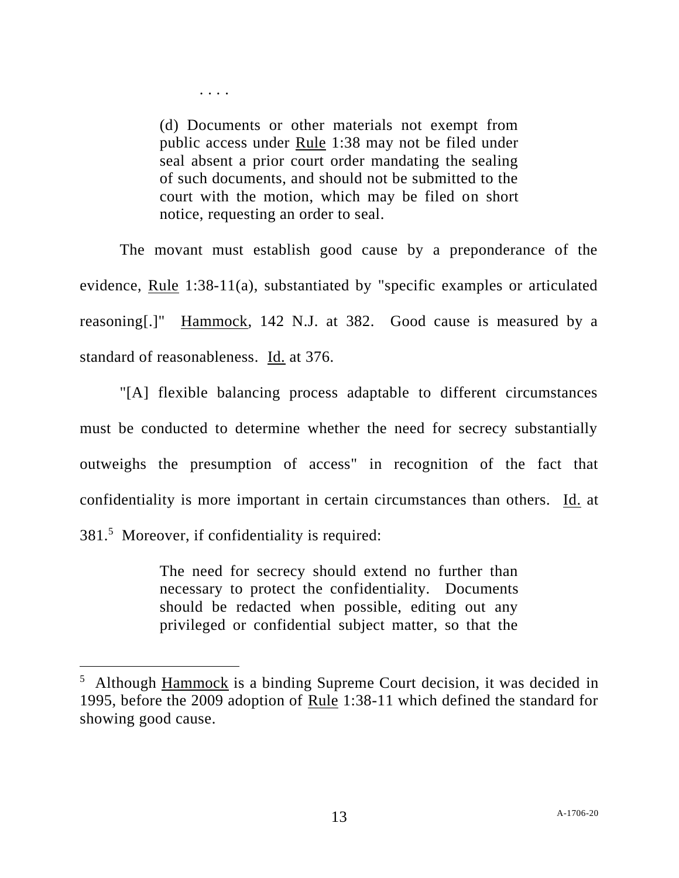> . . . .
>
> (d) Documents or other materials not exempt from public access under Rule 1:38 may not be filed under seal absent a prior court order mandating the sealing of such documents, and should not be submitted to the court with the motion, which may be filed on short notice, requesting an order to seal.

The movant must establish good cause by a preponderance of the evidence, Rule 1:38-11(a), substantiated by "specific examples or articulated reasoning[.]" Hammock, 142 N.J. at 382. Good cause is measured by a standard of reasonableness. Id. at 376.

"[A] flexible balancing process adaptable to different circumstances must be conducted to determine whether the need for secrecy substantially outweighs the presumption of access" in recognition of the fact that confidentiality is more important in certain circumstances than others. Id. at 381.[5] Moreover, if confidentiality is required:

> The need for secrecy should extend no further than necessary to protect the confidentiality. Documents should be redacted when possible, editing out any privileged or confidential subject matter, so that the

---

[5] Although Hammock is a binding Supreme Court decision, it was decided in 1995, before the 2009 adoption of Rule 1:38-11 which defined the standard for showing good cause.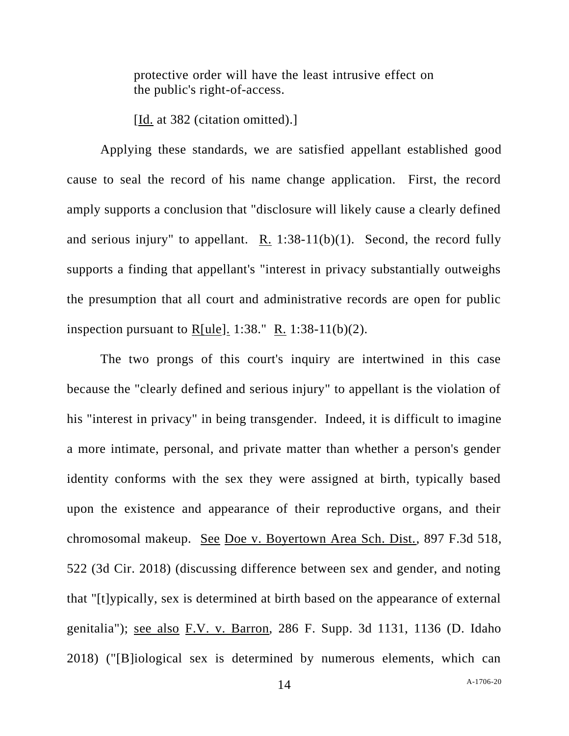> protective order will have the least intrusive effect on the public's right-of-access.
>
> [Id. at 382 (citation omitted).]

Applying these standards, we are satisfied appellant established good cause to seal the record of his name change application. First, the record amply supports a conclusion that "disclosure will likely cause a clearly defined and serious injury" to appellant. R. 1:38-11(b)(1). Second, the record fully supports a finding that appellant's "interest in privacy substantially outweighs the presumption that all court and administrative records are open for public inspection pursuant to R[ule]. 1:38." R. 1:38-11(b)(2).

The two prongs of this court's inquiry are intertwined in this case because the "clearly defined and serious injury" to appellant is the violation of his "interest in privacy" in being transgender. Indeed, it is difficult to imagine a more intimate, personal, and private matter than whether a person's gender identity conforms with the sex they were assigned at birth, typically based upon the existence and appearance of their reproductive organs, and their chromosomal makeup. See Doe v. Boyertown Area Sch. Dist., 897 F.3d 518, 522 (3d Cir. 2018) (discussing difference between sex and gender, and noting that "[t]ypically, sex is determined at birth based on the appearance of external genitalia"); see also F.V. v. Barron, 286 F. Supp. 3d 1131, 1136 (D. Idaho 2018) ("[B]iological sex is determined by numerous elements, which can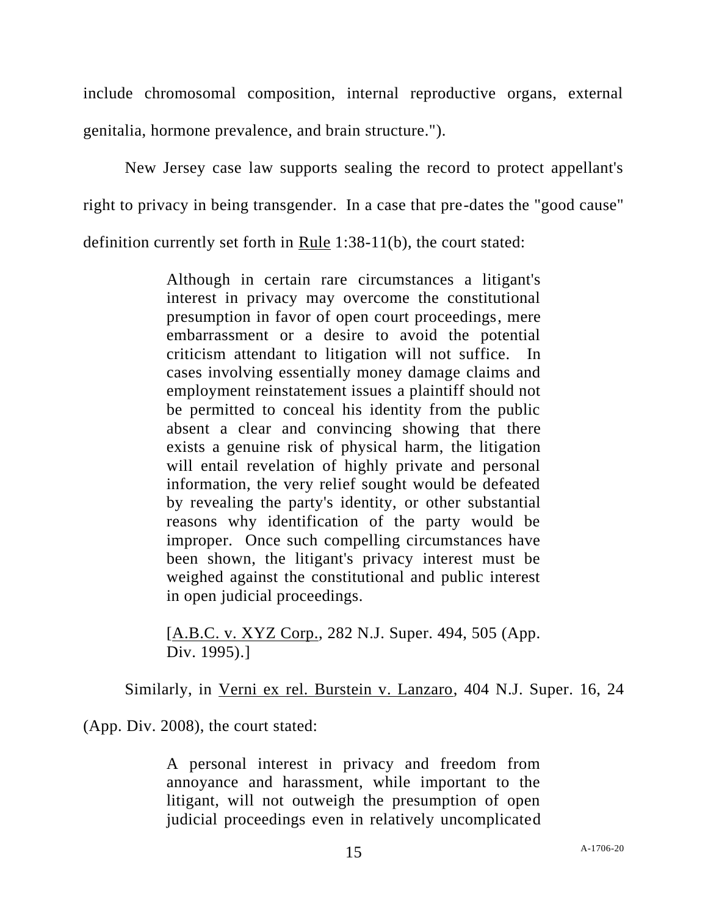include chromosomal composition, internal reproductive organs, external genitalia, hormone prevalence, and brain structure.").

New Jersey case law supports sealing the record to protect appellant's right to privacy in being transgender. In a case that pre-dates the "good cause" definition currently set forth in Rule 1:38-11(b), the court stated:

> Although in certain rare circumstances a litigant's interest in privacy may overcome the constitutional presumption in favor of open court proceedings, mere embarrassment or a desire to avoid the potential criticism attendant to litigation will not suffice. In cases involving essentially money damage claims and employment reinstatement issues a plaintiff should not be permitted to conceal his identity from the public absent a clear and convincing showing that there exists a genuine risk of physical harm, the litigation will entail revelation of highly private and personal information, the very relief sought would be defeated by revealing the party's identity, or other substantial reasons why identification of the party would be improper. Once such compelling circumstances have been shown, the litigant's privacy interest must be weighed against the constitutional and public interest in open judicial proceedings.
>
> [A.B.C. v. XYZ Corp., 282 N.J. Super. 494, 505 (App. Div. 1995).]

Similarly, in Verni ex rel. Burstein v. Lanzaro, 404 N.J. Super. 16, 24 (App. Div. 2008), the court stated:

> A personal interest in privacy and freedom from annoyance and harassment, while important to the litigant, will not outweigh the presumption of open judicial proceedings even in relatively uncomplicated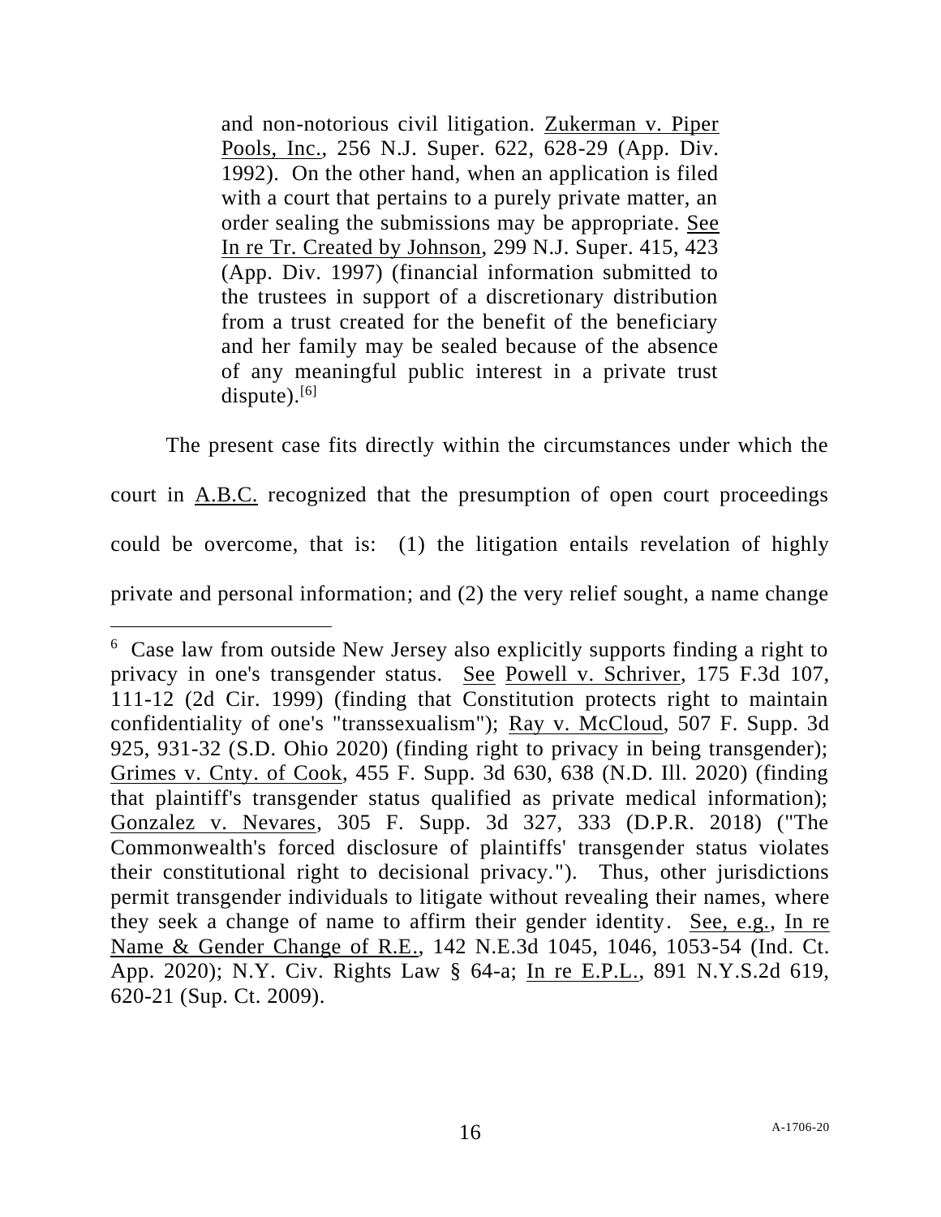> and non-notorious civil litigation. Zukerman v. Piper Pools, Inc., 256 N.J. Super. 622, 628-29 (App. Div. 1992). On the other hand, when an application is filed with a court that pertains to a purely private matter, an order sealing the submissions may be appropriate. See In re Tr. Created by Johnson, 299 N.J. Super. 415, 423 (App. Div. 1997) (financial information submitted to the trustees in support of a discretionary distribution from a trust created for the benefit of the beneficiary and her family may be sealed because of the absence of any meaningful public interest in a private trust dispute).[6]

The present case fits directly within the circumstances under which the court in A.B.C. recognized that the presumption of open court proceedings could be overcome, that is: (1) the litigation entails revelation of highly private and personal information; and (2) the very relief sought, a name change

---

[6] Case law from outside New Jersey also explicitly supports finding a right to privacy in one's transgender status. See Powell v. Schriver, 175 F.3d 107, 111-12 (2d Cir. 1999) (finding that Constitution protects right to maintain confidentiality of one's "transsexualism"); Ray v. McCloud, 507 F. Supp. 3d 925, 931-32 (S.D. Ohio 2020) (finding right to privacy in being transgender); Grimes v. Cnty. of Cook, 455 F. Supp. 3d 630, 638 (N.D. Ill. 2020) (finding that plaintiff's transgender status qualified as private medical information); Gonzalez v. Nevares, 305 F. Supp. 3d 327, 333 (D.P.R. 2018) ("The Commonwealth's forced disclosure of plaintiffs' transgender status violates their constitutional right to decisional privacy."). Thus, other jurisdictions permit transgender individuals to litigate without revealing their names, where they seek a change of name to affirm their gender identity. See, e.g., In re Name & Gender Change of R.E., 142 N.E.3d 1045, 1046, 1053-54 (Ind. Ct. App. 2020); N.Y. Civ. Rights Law § 64-a; In re E.P.L., 891 N.Y.S.2d 619, 620-21 (Sup. Ct. 2009).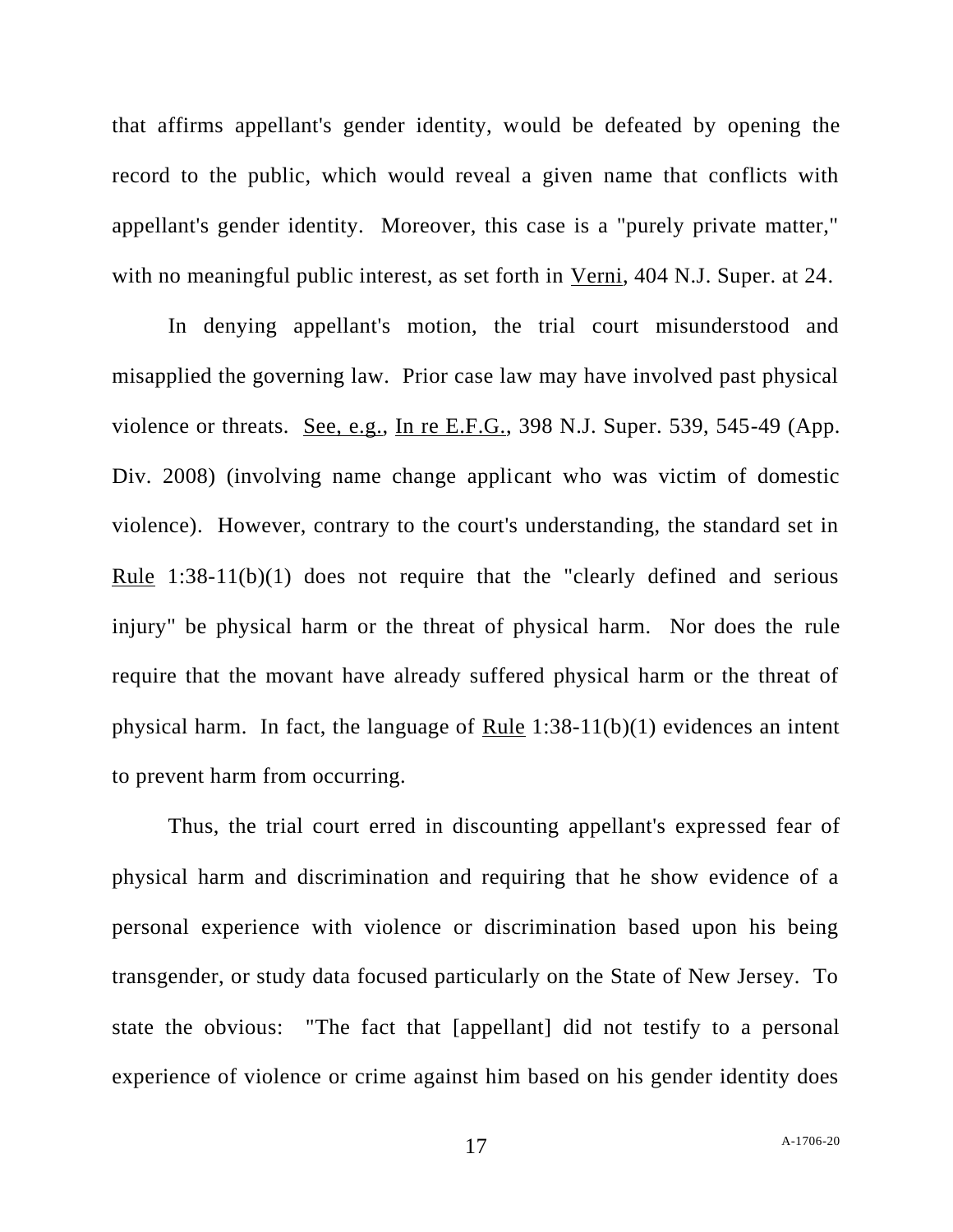that affirms appellant's gender identity, would be defeated by opening the record to the public, which would reveal a given name that conflicts with appellant's gender identity. Moreover, this case is a "purely private matter," with no meaningful public interest, as set forth in Verni, 404 N.J. Super. at 24.

In denying appellant's motion, the trial court misunderstood and misapplied the governing law. Prior case law may have involved past physical violence or threats. See, e.g., In re E.F.G., 398 N.J. Super. 539, 545-49 (App. Div. 2008) (involving name change applicant who was victim of domestic violence). However, contrary to the court's understanding, the standard set in Rule 1:38-11(b)(1) does not require that the "clearly defined and serious injury" be physical harm or the threat of physical harm. Nor does the rule require that the movant have already suffered physical harm or the threat of physical harm. In fact, the language of Rule 1:38-11(b)(1) evidences an intent to prevent harm from occurring.

Thus, the trial court erred in discounting appellant's expressed fear of physical harm and discrimination and requiring that he show evidence of a personal experience with violence or discrimination based upon his being transgender, or study data focused particularly on the State of New Jersey. To state the obvious: "The fact that [appellant] did not testify to a personal experience of violence or crime against him based on his gender identity does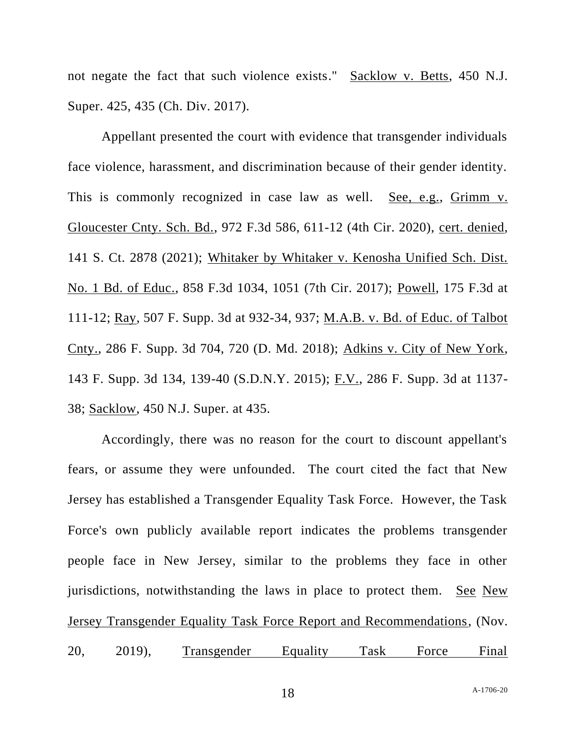not negate the fact that such violence exists." Sacklow v. Betts, 450 N.J. Super. 425, 435 (Ch. Div. 2017).

Appellant presented the court with evidence that transgender individuals face violence, harassment, and discrimination because of their gender identity. This is commonly recognized in case law as well. See, e.g., Grimm v. Gloucester Cnty. Sch. Bd., 972 F.3d 586, 611-12 (4th Cir. 2020), cert. denied, 141 S. Ct. 2878 (2021); Whitaker by Whitaker v. Kenosha Unified Sch. Dist. No. 1 Bd. of Educ., 858 F.3d 1034, 1051 (7th Cir. 2017); Powell, 175 F.3d at 111-12; Ray, 507 F. Supp. 3d at 932-34, 937; M.A.B. v. Bd. of Educ. of Talbot Cnty., 286 F. Supp. 3d 704, 720 (D. Md. 2018); Adkins v. City of New York, 143 F. Supp. 3d 134, 139-40 (S.D.N.Y. 2015); F.V., 286 F. Supp. 3d at 1137-38; Sacklow, 450 N.J. Super. at 435.

Accordingly, there was no reason for the court to discount appellant's fears, or assume they were unfounded. The court cited the fact that New Jersey has established a Transgender Equality Task Force. However, the Task Force's own publicly available report indicates the problems transgender people face in New Jersey, similar to the problems they face in other jurisdictions, notwithstanding the laws in place to protect them. See New Jersey Transgender Equality Task Force Report and Recommendations, (Nov. 20, 2019), Transgender Equality Task Force Final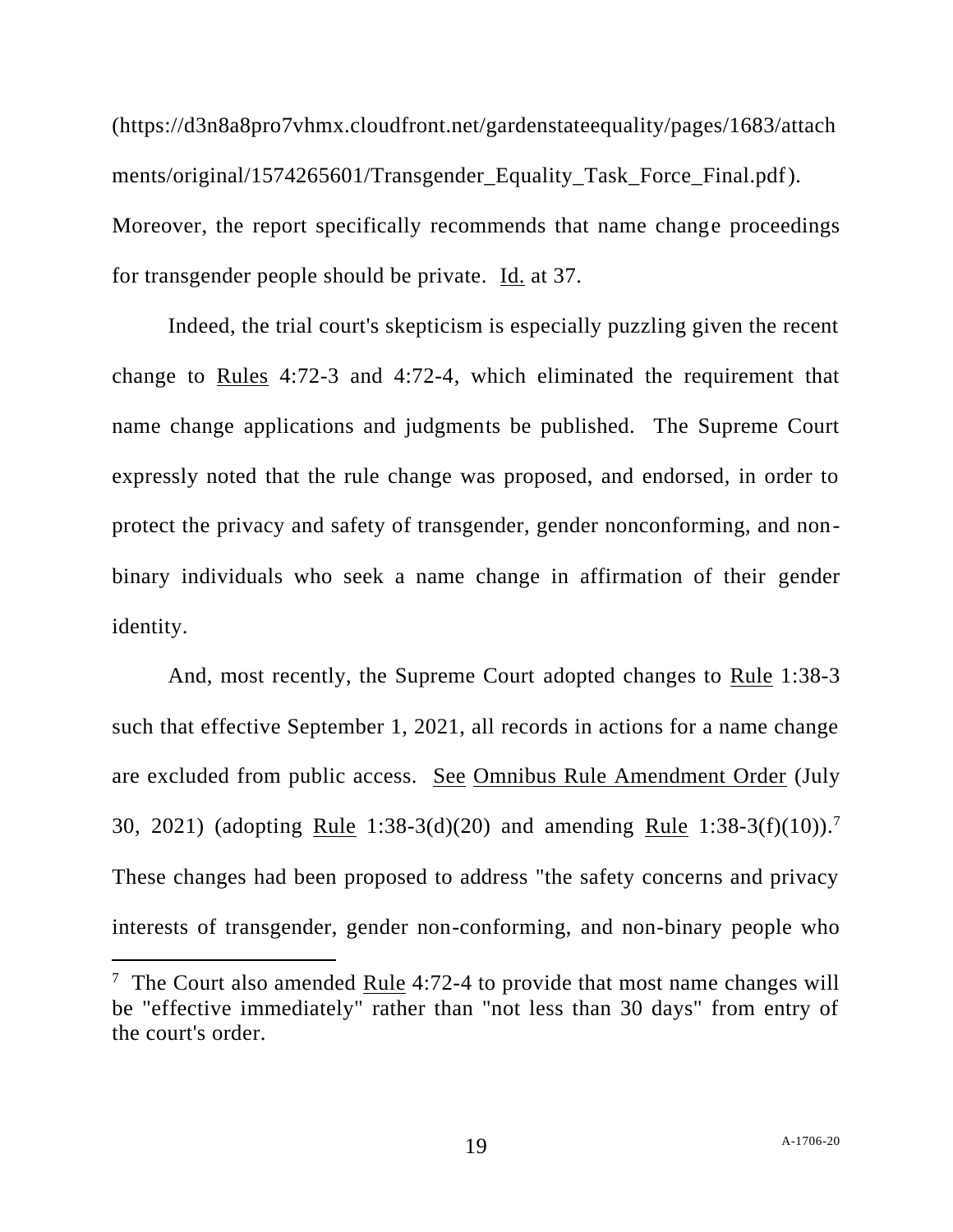(https://d3n8a8pro7vhmx.cloudfront.net/gardenstateequality/pages/1683/attachments/original/1574265601/Transgender_Equality_Task_Force_Final.pdf). Moreover, the report specifically recommends that name change proceedings for transgender people should be private. Id. at 37.

Indeed, the trial court's skepticism is especially puzzling given the recent change to Rules 4:72-3 and 4:72-4, which eliminated the requirement that name change applications and judgments be published. The Supreme Court expressly noted that the rule change was proposed, and endorsed, in order to protect the privacy and safety of transgender, gender nonconforming, and non-binary individuals who seek a name change in affirmation of their gender identity.

And, most recently, the Supreme Court adopted changes to Rule 1:38-3 such that effective September 1, 2021, all records in actions for a name change are excluded from public access. See Omnibus Rule Amendment Order (July 30, 2021) (adopting Rule 1:38-3(d)(20) and amending Rule 1:38-3(f)(10)).[7] These changes had been proposed to address "the safety concerns and privacy interests of transgender, gender non-conforming, and non-binary people who

---

[7] The Court also amended Rule 4:72-4 to provide that most name changes will be "effective immediately" rather than "not less than 30 days" from entry of the court's order.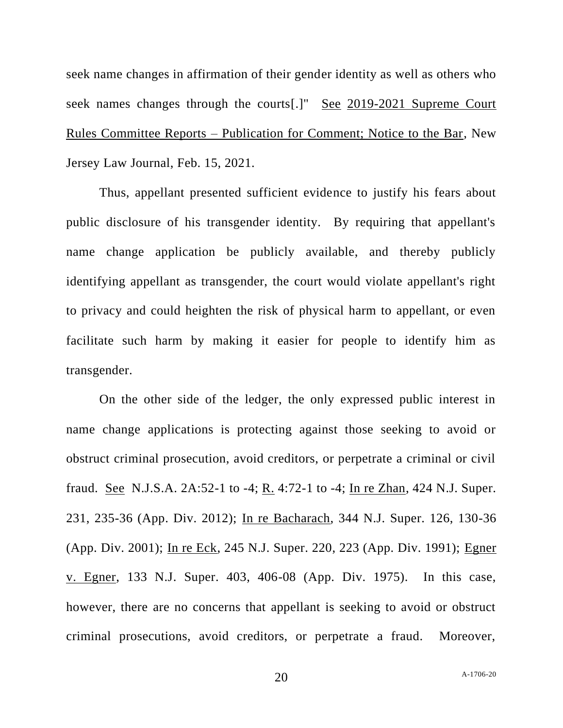seek name changes in affirmation of their gender identity as well as others who seek names changes through the courts[.]" See 2019-2021 Supreme Court Rules Committee Reports – Publication for Comment; Notice to the Bar, New Jersey Law Journal, Feb. 15, 2021.

Thus, appellant presented sufficient evidence to justify his fears about public disclosure of his transgender identity. By requiring that appellant's name change application be publicly available, and thereby publicly identifying appellant as transgender, the court would violate appellant's right to privacy and could heighten the risk of physical harm to appellant, or even facilitate such harm by making it easier for people to identify him as transgender.

On the other side of the ledger, the only expressed public interest in name change applications is protecting against those seeking to avoid or obstruct criminal prosecution, avoid creditors, or perpetrate a criminal or civil fraud. See N.J.S.A. 2A:52-1 to -4; R. 4:72-1 to -4; In re Zhan, 424 N.J. Super. 231, 235-36 (App. Div. 2012); In re Bacharach, 344 N.J. Super. 126, 130-36 (App. Div. 2001); In re Eck, 245 N.J. Super. 220, 223 (App. Div. 1991); Egner v. Egner, 133 N.J. Super. 403, 406-08 (App. Div. 1975). In this case, however, there are no concerns that appellant is seeking to avoid or obstruct criminal prosecutions, avoid creditors, or perpetrate a fraud. Moreover,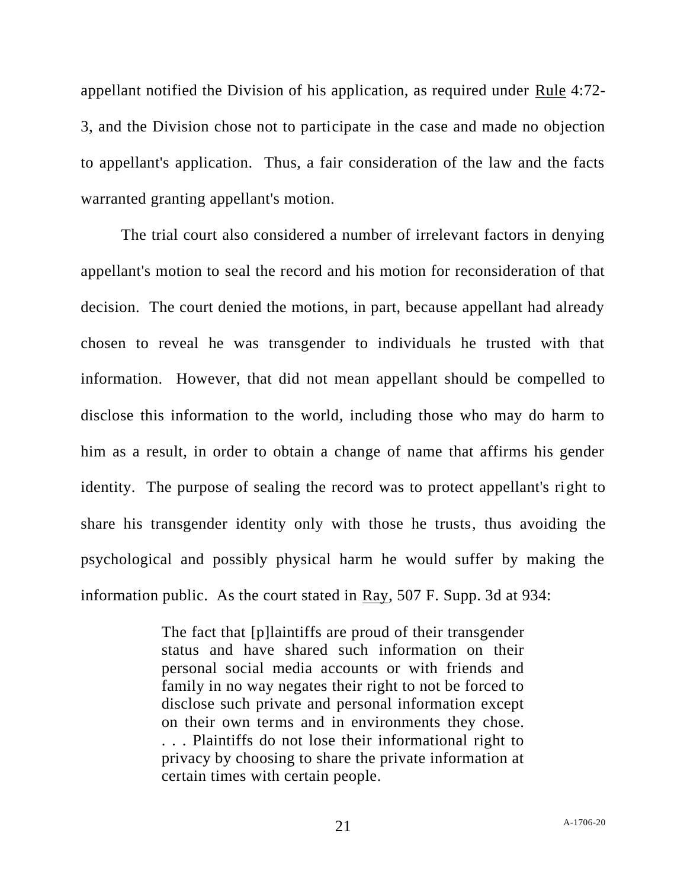appellant notified the Division of his application, as required under Rule 4:72-3, and the Division chose not to participate in the case and made no objection to appellant's application. Thus, a fair consideration of the law and the facts warranted granting appellant's motion.

The trial court also considered a number of irrelevant factors in denying appellant's motion to seal the record and his motion for reconsideration of that decision. The court denied the motions, in part, because appellant had already chosen to reveal he was transgender to individuals he trusted with that information. However, that did not mean appellant should be compelled to disclose this information to the world, including those who may do harm to him as a result, in order to obtain a change of name that affirms his gender identity. The purpose of sealing the record was to protect appellant's right to share his transgender identity only with those he trusts, thus avoiding the psychological and possibly physical harm he would suffer by making the information public. As the court stated in Ray, 507 F. Supp. 3d at 934:

> The fact that [p]laintiffs are proud of their transgender status and have shared such information on their personal social media accounts or with friends and family in no way negates their right to not be forced to disclose such private and personal information except on their own terms and in environments they chose. . . . Plaintiffs do not lose their informational right to privacy by choosing to share the private information at certain times with certain people.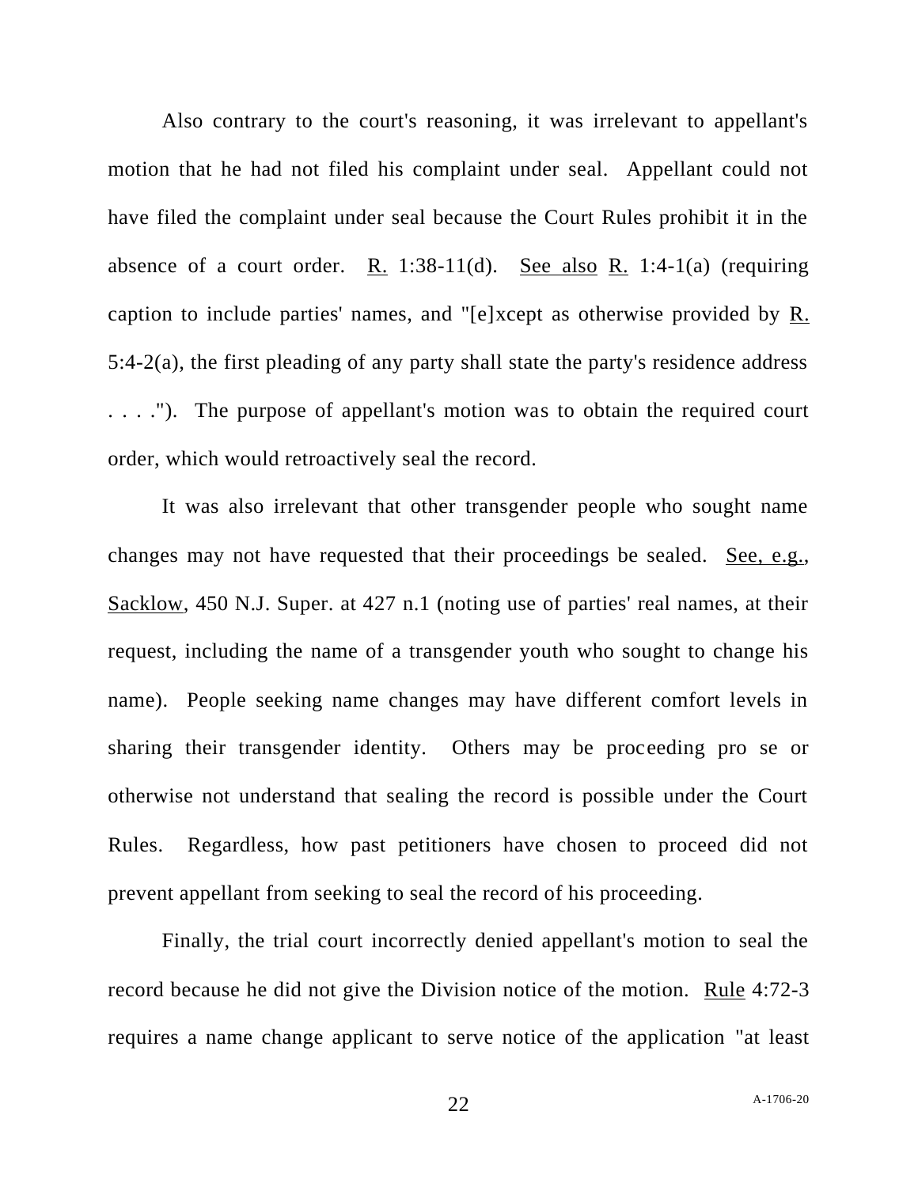Also contrary to the court's reasoning, it was irrelevant to appellant's motion that he had not filed his complaint under seal. Appellant could not have filed the complaint under seal because the Court Rules prohibit it in the absence of a court order. R. 1:38-11(d). See also R. 1:4-1(a) (requiring caption to include parties' names, and "[e]xcept as otherwise provided by R. 5:4-2(a), the first pleading of any party shall state the party's residence address . . . ."). The purpose of appellant's motion was to obtain the required court order, which would retroactively seal the record.

It was also irrelevant that other transgender people who sought name changes may not have requested that their proceedings be sealed. See, e.g., Sacklow, 450 N.J. Super. at 427 n.1 (noting use of parties' real names, at their request, including the name of a transgender youth who sought to change his name). People seeking name changes may have different comfort levels in sharing their transgender identity. Others may be proceeding pro se or otherwise not understand that sealing the record is possible under the Court Rules. Regardless, how past petitioners have chosen to proceed did not prevent appellant from seeking to seal the record of his proceeding.

Finally, the trial court incorrectly denied appellant's motion to seal the record because he did not give the Division notice of the motion. Rule 4:72-3 requires a name change applicant to serve notice of the application "at least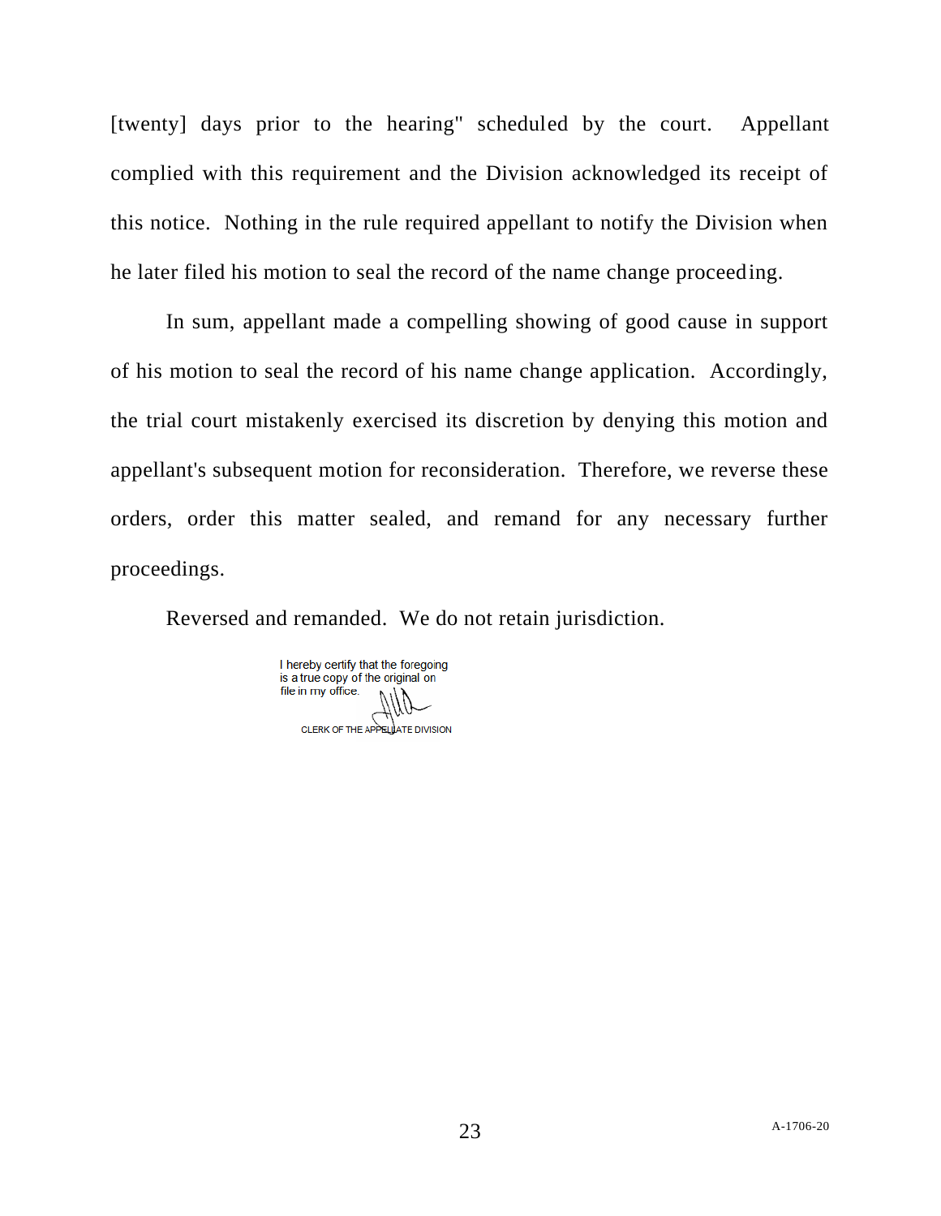[twenty] days prior to the hearing" scheduled by the court. Appellant complied with this requirement and the Division acknowledged its receipt of this notice. Nothing in the rule required appellant to notify the Division when he later filed his motion to seal the record of the name change proceeding.

In sum, appellant made a compelling showing of good cause in support of his motion to seal the record of his name change application. Accordingly, the trial court mistakenly exercised its discretion by denying this motion and appellant's subsequent motion for reconsideration. Therefore, we reverse these orders, order this matter sealed, and remand for any necessary further proceedings.

Reversed and remanded. We do not retain jurisdiction.

I hereby certify that the foregoing is a true copy of the original on file in my office.

CLERK OF THE APPELLATE DIVISION